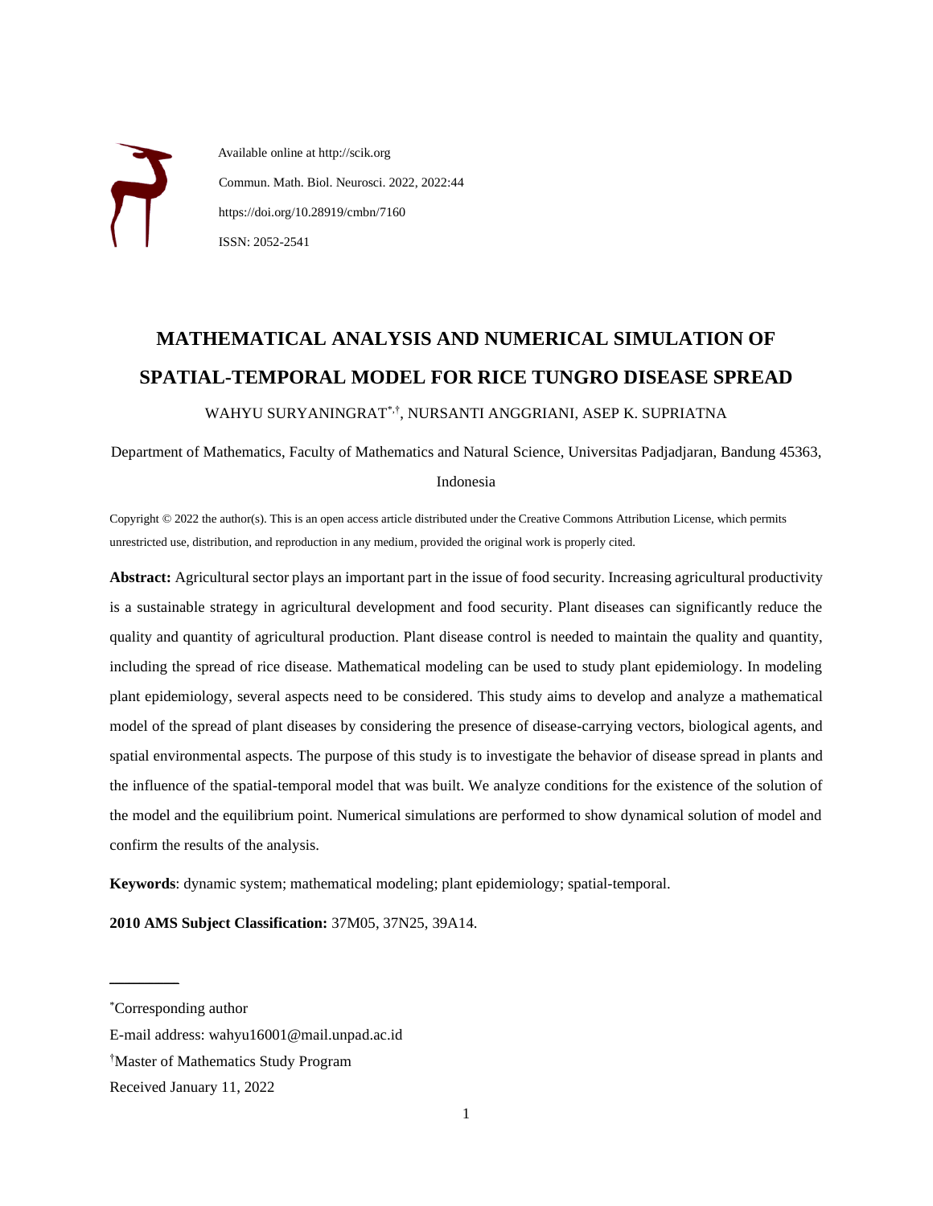Available online at http://scik.org

Commun. Math. Biol. Neurosci. 2022, 2022:44

https://doi.org/10.28919/cmbn/7160

ISSN: 2052-2541

# MATHEMATICAL ANALYSIS AND NUMERICAL SIMULATION OF SPATIAL-TEMPORAL MODEL FOR RICE TUNGRO DISEASE SPREAD

WAHYU SURYANINGRAT[*,†], NURSANTI ANGGRIANI, ASEP K. SUPRIATNA

Department of Mathematics, Faculty of Mathematics and Natural Science, Universitas Padjadjaran, Bandung 45363, Indonesia

Copyright © 2022 the author(s). This is an open access article distributed under the Creative Commons Attribution License, which permits unrestricted use, distribution, and reproduction in any medium, provided the original work is properly cited.

**Abstract:** Agricultural sector plays an important part in the issue of food security. Increasing agricultural productivity is a sustainable strategy in agricultural development and food security. Plant diseases can significantly reduce the quality and quantity of agricultural production. Plant disease control is needed to maintain the quality and quantity, including the spread of rice disease. Mathematical modeling can be used to study plant epidemiology. In modeling plant epidemiology, several aspects need to be considered. This study aims to develop and analyze a mathematical model of the spread of plant diseases by considering the presence of disease-carrying vectors, biological agents, and spatial environmental aspects. The purpose of this study is to investigate the behavior of disease spread in plants and the influence of the spatial-temporal model that was built. We analyze conditions for the existence of the solution of the model and the equilibrium point. Numerical simulations are performed to show dynamical solution of model and confirm the results of the analysis.

**Keywords**: dynamic system; mathematical modeling; plant epidemiology; spatial-temporal.

**2010 AMS Subject Classification:** 37M05, 37N25, 39A14.

---

[*]Corresponding author

E-mail address: wahyu16001@mail.unpad.ac.id

[†]Master of Mathematics Study Program

Received January 11, 2022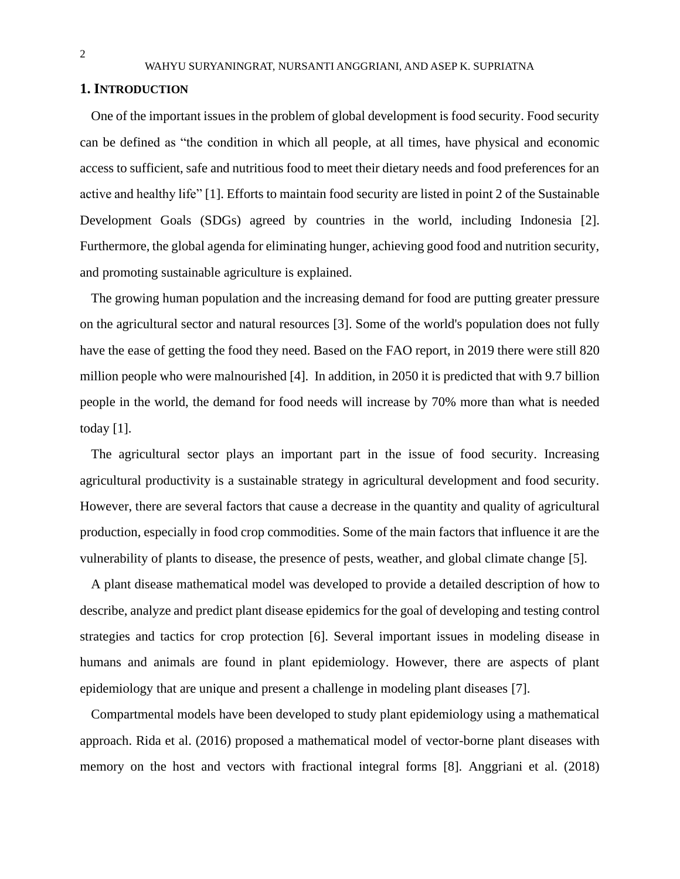## 1. INTRODUCTION

One of the important issues in the problem of global development is food security. Food security can be defined as "the condition in which all people, at all times, have physical and economic access to sufficient, safe and nutritious food to meet their dietary needs and food preferences for an active and healthy life" [1]. Efforts to maintain food security are listed in point 2 of the Sustainable Development Goals (SDGs) agreed by countries in the world, including Indonesia [2]. Furthermore, the global agenda for eliminating hunger, achieving good food and nutrition security, and promoting sustainable agriculture is explained.

The growing human population and the increasing demand for food are putting greater pressure on the agricultural sector and natural resources [3]. Some of the world's population does not fully have the ease of getting the food they need. Based on the FAO report, in 2019 there were still 820 million people who were malnourished [4]. In addition, in 2050 it is predicted that with 9.7 billion people in the world, the demand for food needs will increase by 70% more than what is needed today [1].

The agricultural sector plays an important part in the issue of food security. Increasing agricultural productivity is a sustainable strategy in agricultural development and food security. However, there are several factors that cause a decrease in the quantity and quality of agricultural production, especially in food crop commodities. Some of the main factors that influence it are the vulnerability of plants to disease, the presence of pests, weather, and global climate change [5].

A plant disease mathematical model was developed to provide a detailed description of how to describe, analyze and predict plant disease epidemics for the goal of developing and testing control strategies and tactics for crop protection [6]. Several important issues in modeling disease in humans and animals are found in plant epidemiology. However, there are aspects of plant epidemiology that are unique and present a challenge in modeling plant diseases [7].

Compartmental models have been developed to study plant epidemiology using a mathematical approach. Rida et al. (2016) proposed a mathematical model of vector-borne plant diseases with memory on the host and vectors with fractional integral forms [8]. Anggriani et al. (2018)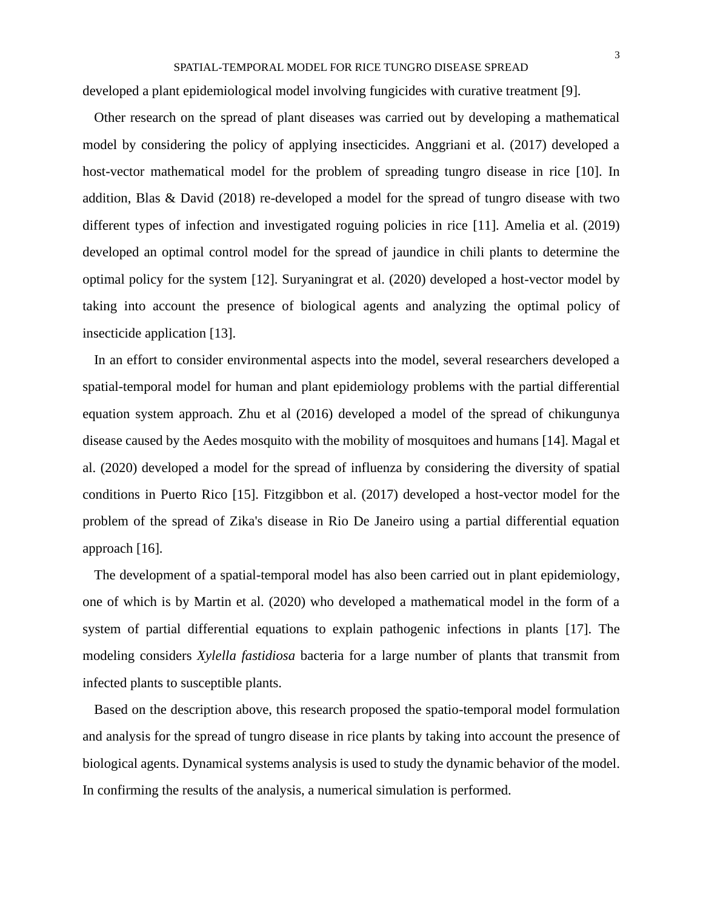developed a plant epidemiological model involving fungicides with curative treatment [9].

Other research on the spread of plant diseases was carried out by developing a mathematical model by considering the policy of applying insecticides. Anggriani et al. (2017) developed a host-vector mathematical model for the problem of spreading tungro disease in rice [10]. In addition, Blas & David (2018) re-developed a model for the spread of tungro disease with two different types of infection and investigated roguing policies in rice [11]. Amelia et al. (2019) developed an optimal control model for the spread of jaundice in chili plants to determine the optimal policy for the system [12]. Suryaningrat et al. (2020) developed a host-vector model by taking into account the presence of biological agents and analyzing the optimal policy of insecticide application [13].

In an effort to consider environmental aspects into the model, several researchers developed a spatial-temporal model for human and plant epidemiology problems with the partial differential equation system approach. Zhu et al (2016) developed a model of the spread of chikungunya disease caused by the Aedes mosquito with the mobility of mosquitoes and humans [14]. Magal et al. (2020) developed a model for the spread of influenza by considering the diversity of spatial conditions in Puerto Rico [15]. Fitzgibbon et al. (2017) developed a host-vector model for the problem of the spread of Zika's disease in Rio De Janeiro using a partial differential equation approach [16].

The development of a spatial-temporal model has also been carried out in plant epidemiology, one of which is by Martin et al. (2020) who developed a mathematical model in the form of a system of partial differential equations to explain pathogenic infections in plants [17]. The modeling considers *Xylella fastidiosa* bacteria for a large number of plants that transmit from infected plants to susceptible plants.

Based on the description above, this research proposed the spatio-temporal model formulation and analysis for the spread of tungro disease in rice plants by taking into account the presence of biological agents. Dynamical systems analysis is used to study the dynamic behavior of the model. In confirming the results of the analysis, a numerical simulation is performed.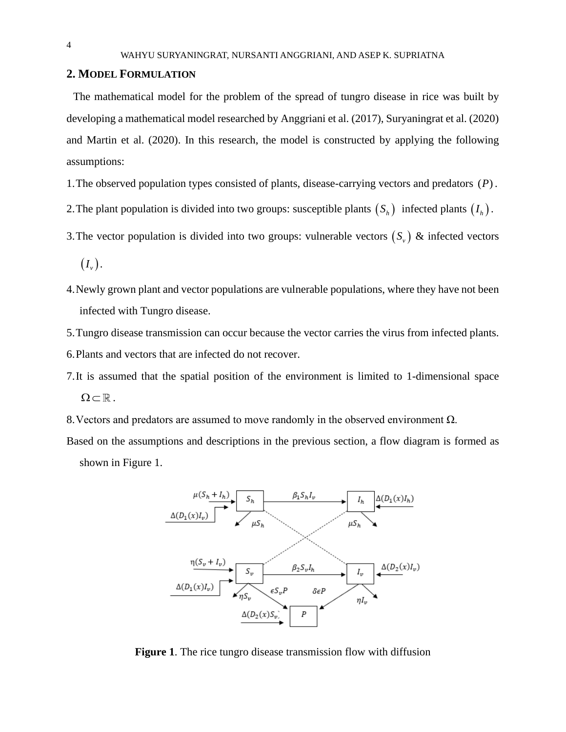## 2. MODEL FORMULATION

The mathematical model for the problem of the spread of tungro disease in rice was built by developing a mathematical model researched by Anggriani et al. (2017), Suryaningrat et al. (2020) and Martin et al. (2020). In this research, the model is constructed by applying the following assumptions:

1. The observed population types consisted of plants, disease-carrying vectors and predators $(P)$.
2. The plant population is divided into two groups: susceptible plants $(S_h)$ infected plants $(I_h)$.
3. The vector population is divided into two groups: vulnerable vectors $(S_v)$ & infected vectors $(I_v)$.
4. Newly grown plant and vector populations are vulnerable populations, where they have not been infected with Tungro disease.
5. Tungro disease transmission can occur because the vector carries the virus from infected plants.
6. Plants and vectors that are infected do not recover.
7. It is assumed that the spatial position of the environment is limited to 1-dimensional space $\Omega \subset \mathbb{R}$.
8. Vectors and predators are assumed to move randomly in the observed environment $\Omega$.

Based on the assumptions and descriptions in the previous section, a flow diagram is formed as shown in Figure 1.

**Figure 1**. The rice tungro disease transmission flow with diffusion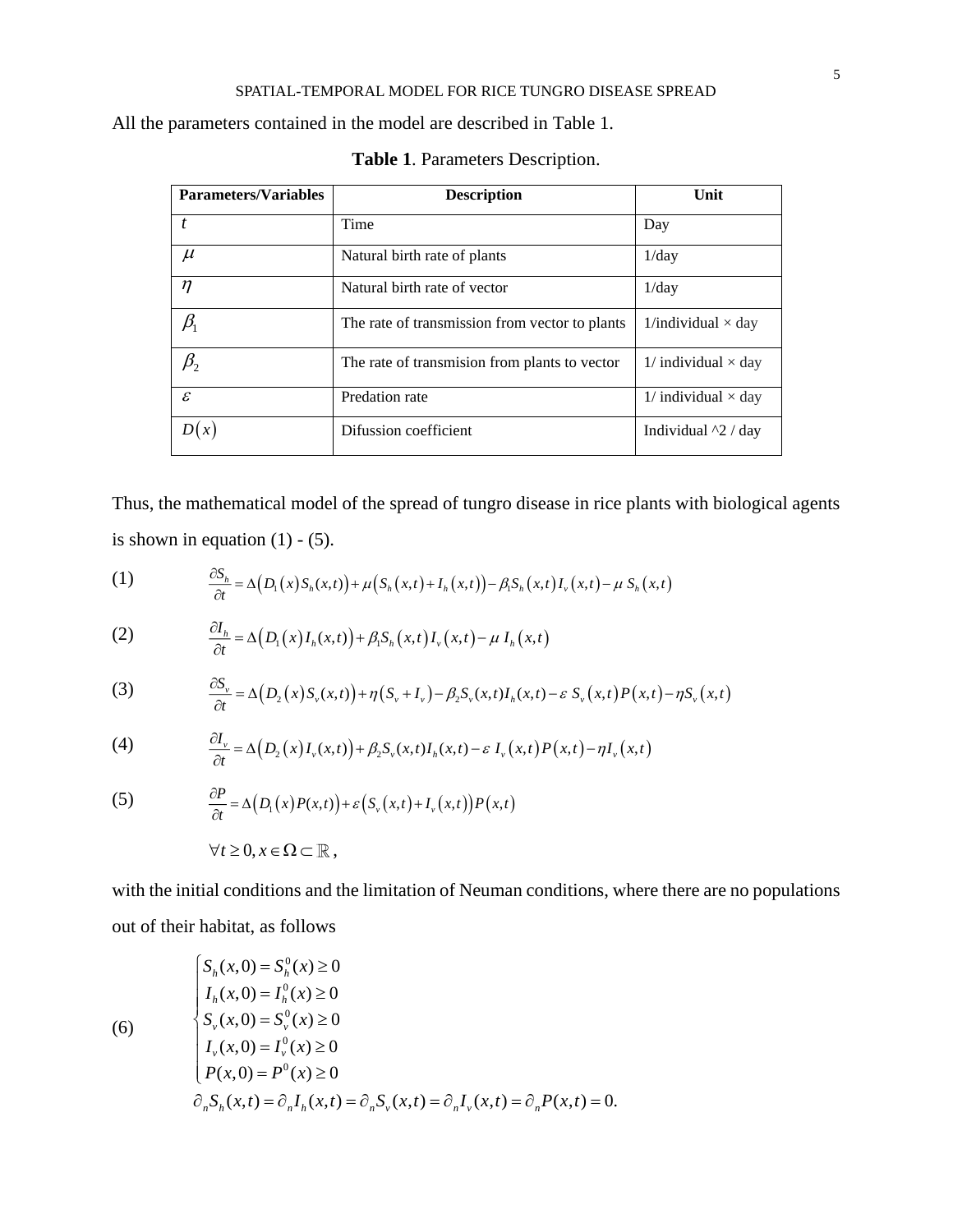All the parameters contained in the model are described in Table 1.

**Table 1**. Parameters Description.

| Parameters/Variables | Description | Unit |
|---|---|---|
| $t$ | Time | Day |
| $\mu$ | Natural birth rate of plants | 1/day |
| $\eta$ | Natural birth rate of vector | 1/day |
| $\beta_1$ | The rate of transmission from vector to plants | 1/individual × day |
| $\beta_2$ | The rate of transmision from plants to vector | 1/ individual × day |
| $\varepsilon$ | Predation rate | 1/ individual × day |
| $D(x)$ | Difussion coefficient | Individual ^2 / day |

Thus, the mathematical model of the spread of tungro disease in rice plants with biological agents is shown in equation (1) - (5).

(1) $$\frac{\partial S_h}{\partial t} = \Delta\left(D_1(x) S_h(x,t)\right) + \mu\left(S_h(x,t) + I_h(x,t)\right) - \beta_1 S_h(x,t) I_v(x,t) - \mu\, S_h(x,t)$$

(2) $$\frac{\partial I_h}{\partial t} = \Delta\left(D_1(x) I_h(x,t)\right) + \beta_1 S_h(x,t) I_v(x,t) - \mu\, I_h(x,t)$$

(3) $$\frac{\partial S_v}{\partial t} = \Delta\left(D_2(x) S_v(x,t)\right) + \eta\left(S_v + I_v\right) - \beta_2 S_v(x,t) I_h(x,t) - \varepsilon\, S_v(x,t) P(x,t) - \eta S_v(x,t)$$

(4) $$\frac{\partial I_v}{\partial t} = \Delta\left(D_2(x) I_v(x,t)\right) + \beta_2 S_v(x,t) I_h(x,t) - \varepsilon\, I_v(x,t) P(x,t) - \eta I_v(x,t)$$

(5) $$\frac{\partial P}{\partial t} = \Delta\left(D_1(x) P(x,t)\right) + \varepsilon\left(S_v(x,t) + I_v(x,t)\right) P(x,t)$$

$$\forall t \geq 0, x \in \Omega \subset \mathbb{R},$$

with the initial conditions and the limitation of Neuman conditions, where there are no populations out of their habitat, as follows

(6) $$\begin{cases} S_h(x,0) = S_h^0(x) \geq 0 \\ I_h(x,0) = I_h^0(x) \geq 0 \\ S_v(x,0) = S_v^0(x) \geq 0 \\ I_v(x,0) = I_v^0(x) \geq 0 \\ P(x,0) = P^0(x) \geq 0 \end{cases}$$

$$\partial_n S_h(x,t) = \partial_n I_h(x,t) = \partial_n S_v(x,t) = \partial_n I_v(x,t) = \partial_n P(x,t) = 0.$$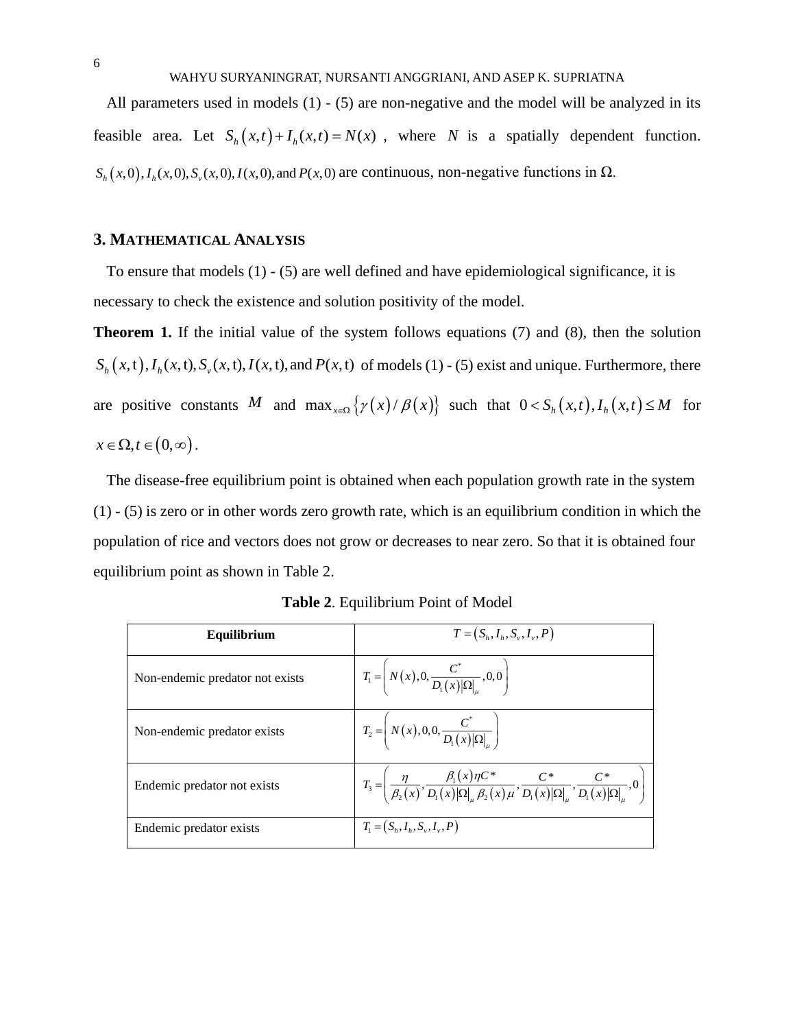All parameters used in models (1) - (5) are non-negative and the model will be analyzed in its feasible area. Let $S_h(x,t) + I_h(x,t) = N(x)$ , where $N$ is a spatially dependent function. $S_h(x,0), I_h(x,0), S_v(x,0), I(x,0),$ and $P(x,0)$ are continuous, non-negative functions in $\Omega$.

## 3. MATHEMATICAL ANALYSIS

To ensure that models (1) - (5) are well defined and have epidemiological significance, it is necessary to check the existence and solution positivity of the model.

**Theorem 1.** If the initial value of the system follows equations (7) and (8), then the solution $S_h(x,t), I_h(x,t), S_v(x,t), I(x,t),$ and $P(x,t)$ of models (1) - (5) exist and unique. Furthermore, there are positive constants $M$ and $\max_{x\in\Omega}\{\gamma(x)/\beta(x)\}$ such that $0 < S_h(x,t), I_h(x,t) \le M$ for $x \in \Omega, t \in (0,\infty)$.

The disease-free equilibrium point is obtained when each population growth rate in the system (1) - (5) is zero or in other words zero growth rate, which is an equilibrium condition in which the population of rice and vectors does not grow or decreases to near zero. So that it is obtained four equilibrium point as shown in Table 2.

**Table 2**. Equilibrium Point of Model

| Equilibrium | $T = (S_h, I_h, S_v, I_v, P)$ |
|---|---|
| Non-endemic predator not exists | $T_1 = \left( N(x), 0, \dfrac{C^*}{D_1(x)\lvert\Omega\rvert_\mu}, 0, 0 \right)$ |
| Non-endemic predator exists | $T_2 = \left( N(x), 0, 0, \dfrac{C^*}{D_1(x)\lvert\Omega\rvert_\mu} \right)$ |
| Endemic predator not exists | $T_3 = \left( \dfrac{\eta}{\beta_2(x)}, \dfrac{\beta_1(x)\eta C^*}{D_1(x)\lvert\Omega\rvert_\mu \beta_2(x)\mu}, \dfrac{C^*}{D_1(x)\lvert\Omega\rvert_\mu}, \dfrac{C^*}{D_1(x)\lvert\Omega\rvert_\mu}, 0 \right)$ |
| Endemic predator exists | $T_1 = (S_h, I_h, S_v, I_v, P)$ |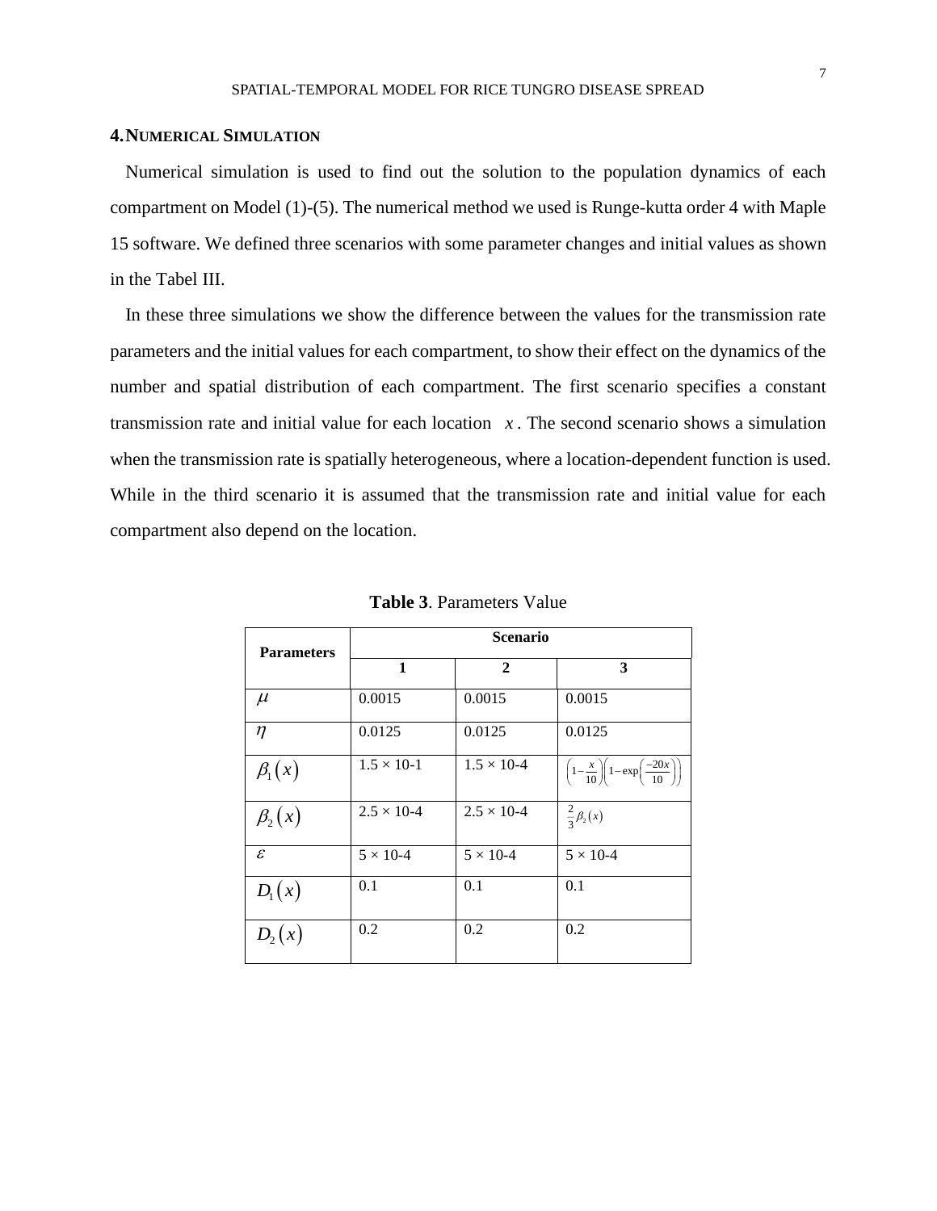## 4. Numerical Simulation

Numerical simulation is used to find out the solution to the population dynamics of each compartment on Model (1)-(5). The numerical method we used is Runge-kutta order 4 with Maple 15 software. We defined three scenarios with some parameter changes and initial values as shown in the Tabel III.

In these three simulations we show the difference between the values for the transmission rate parameters and the initial values for each compartment, to show their effect on the dynamics of the number and spatial distribution of each compartment. The first scenario specifies a constant transmission rate and initial value for each location $x$. The second scenario shows a simulation when the transmission rate is spatially heterogeneous, where a location-dependent function is used. While in the third scenario it is assumed that the transmission rate and initial value for each compartment also depend on the location.

**Table 3**. Parameters Value

| Parameters | Scenario | | |
|---|---|---|---|
| | **1** | **2** | **3** |
| $\mu$ | 0.0015 | 0.0015 | 0.0015 |
| $\eta$ | 0.0125 | 0.0125 | 0.0125 |
| $\beta_1(x)$ | 1.5 × 10-1 | 1.5 × 10-4 | $\left(1-\frac{x}{10}\right)\left(1-\exp\left(\frac{-20x}{10}\right)\right)$ |
| $\beta_2(x)$ | 2.5 × 10-4 | 2.5 × 10-4 | $\frac{2}{3}\beta_2(x)$ |
| $\varepsilon$ | 5 × 10-4 | 5 × 10-4 | 5 × 10-4 |
| $D_1(x)$ | 0.1 | 0.1 | 0.1 |
| $D_2(x)$ | 0.2 | 0.2 | 0.2 |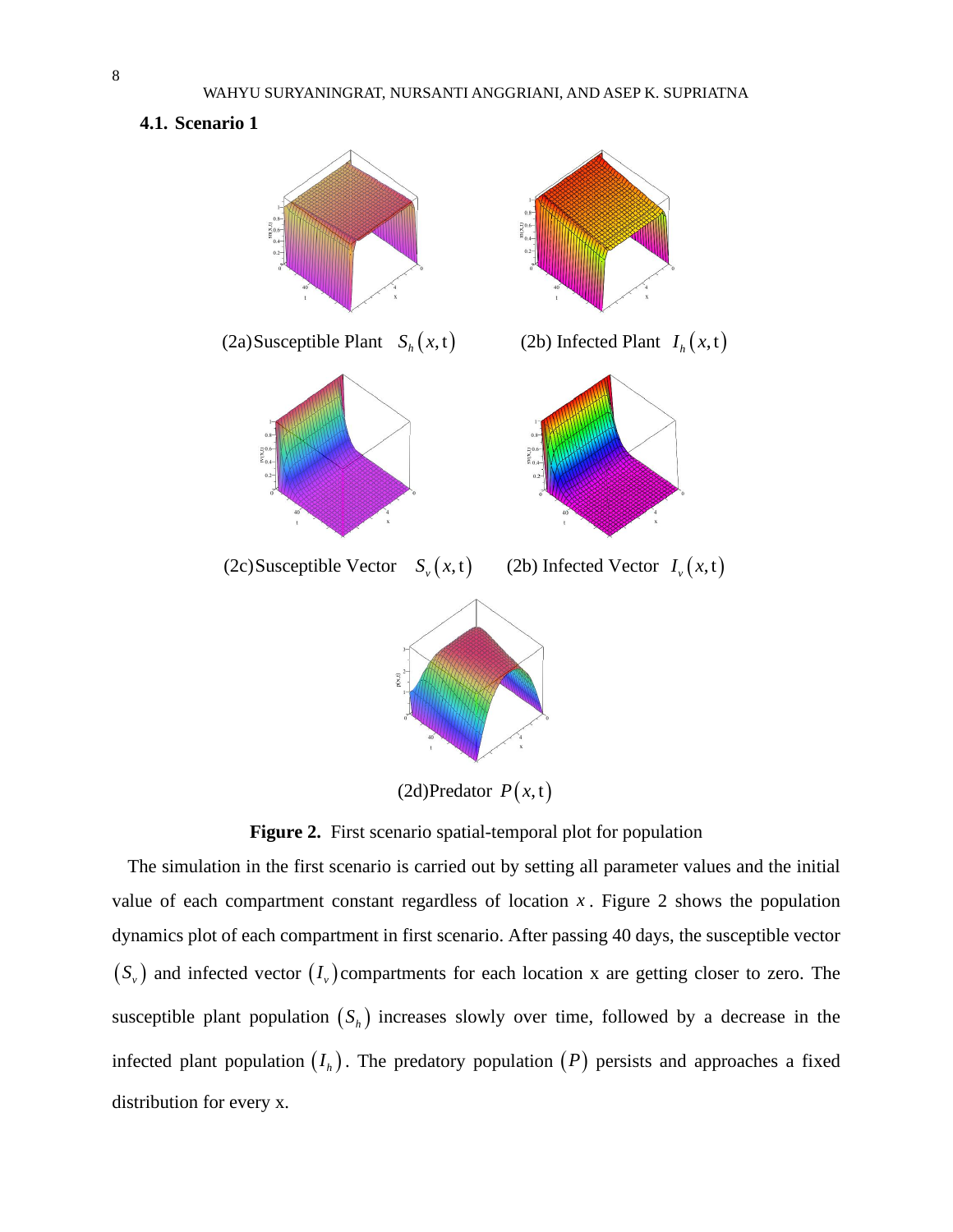### 4.1. Scenario 1

(2a) Susceptible Plant $S_h(x,t)$ (2b) Infected Plant $I_h(x,t)$

(2c) Susceptible Vector $S_v(x,t)$ (2b) Infected Vector $I_v(x,t)$

(2d) Predator $P(x,t)$

**Figure 2.** First scenario spatial-temporal plot for population

The simulation in the first scenario is carried out by setting all parameter values and the initial value of each compartment constant regardless of location $x$. Figure 2 shows the population dynamics plot of each compartment in first scenario. After passing 40 days, the susceptible vector $(S_v)$ and infected vector $(I_v)$ compartments for each location x are getting closer to zero. The susceptible plant population $(S_h)$ increases slowly over time, followed by a decrease in the infected plant population $(I_h)$. The predatory population $(P)$ persists and approaches a fixed distribution for every x.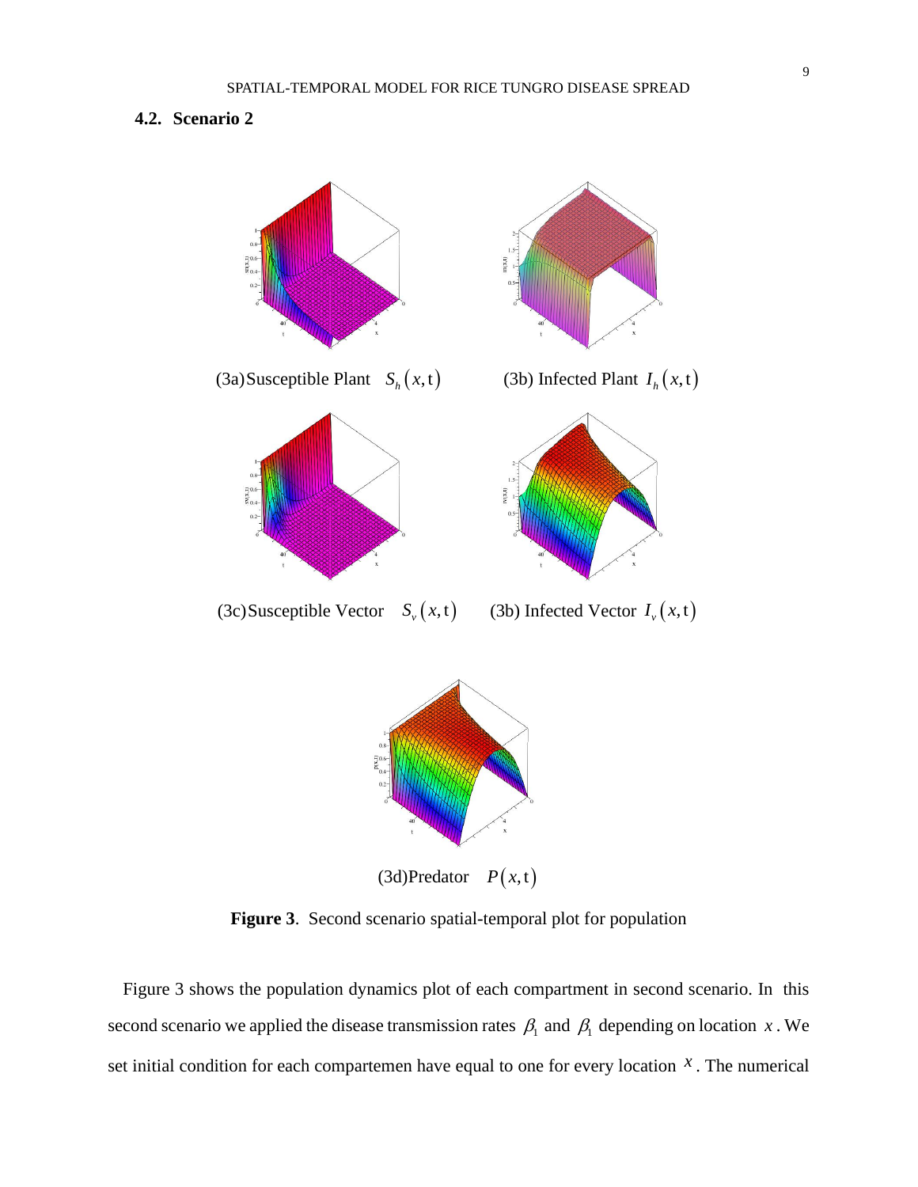### 4.2. Scenario 2

(3a) Susceptible Plant $S_h(x,t)$

(3b) Infected Plant $I_h(x,t)$

(3c) Susceptible Vector $S_v(x,t)$

(3b) Infected Vector $I_v(x,t)$

(3d) Predator $P(x,t)$

**Figure 3**. Second scenario spatial-temporal plot for population

Figure 3 shows the population dynamics plot of each compartment in second scenario. In this second scenario we applied the disease transmission rates $\beta_1$ and $\beta_1$ depending on location $x$. We set initial condition for each compartemen have equal to one for every location $x$. The numerical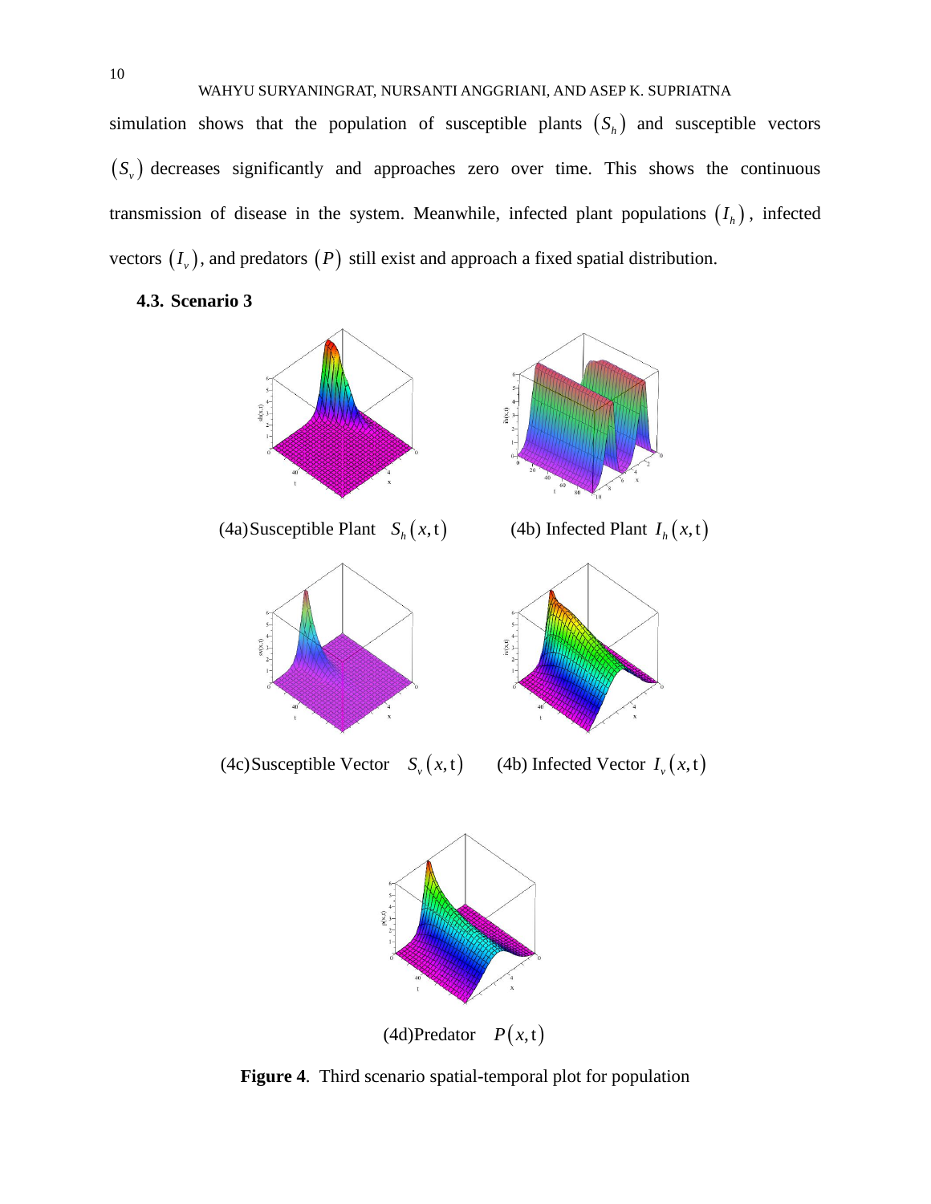simulation shows that the population of susceptible plants $(S_h)$ and susceptible vectors $(S_v)$ decreases significantly and approaches zero over time. This shows the continuous transmission of disease in the system. Meanwhile, infected plant populations $(I_h)$, infected vectors $(I_v)$, and predators $(P)$ still exist and approach a fixed spatial distribution.

### 4.3. Scenario 3

(4a) Susceptible Plant $S_h(x,t)$

(4b) Infected Plant $I_h(x,t)$

(4c) Susceptible Vector $S_v(x,t)$

(4b) Infected Vector $I_v(x,t)$

(4d) Predator $P(x,t)$

**Figure 4**. Third scenario spatial-temporal plot for population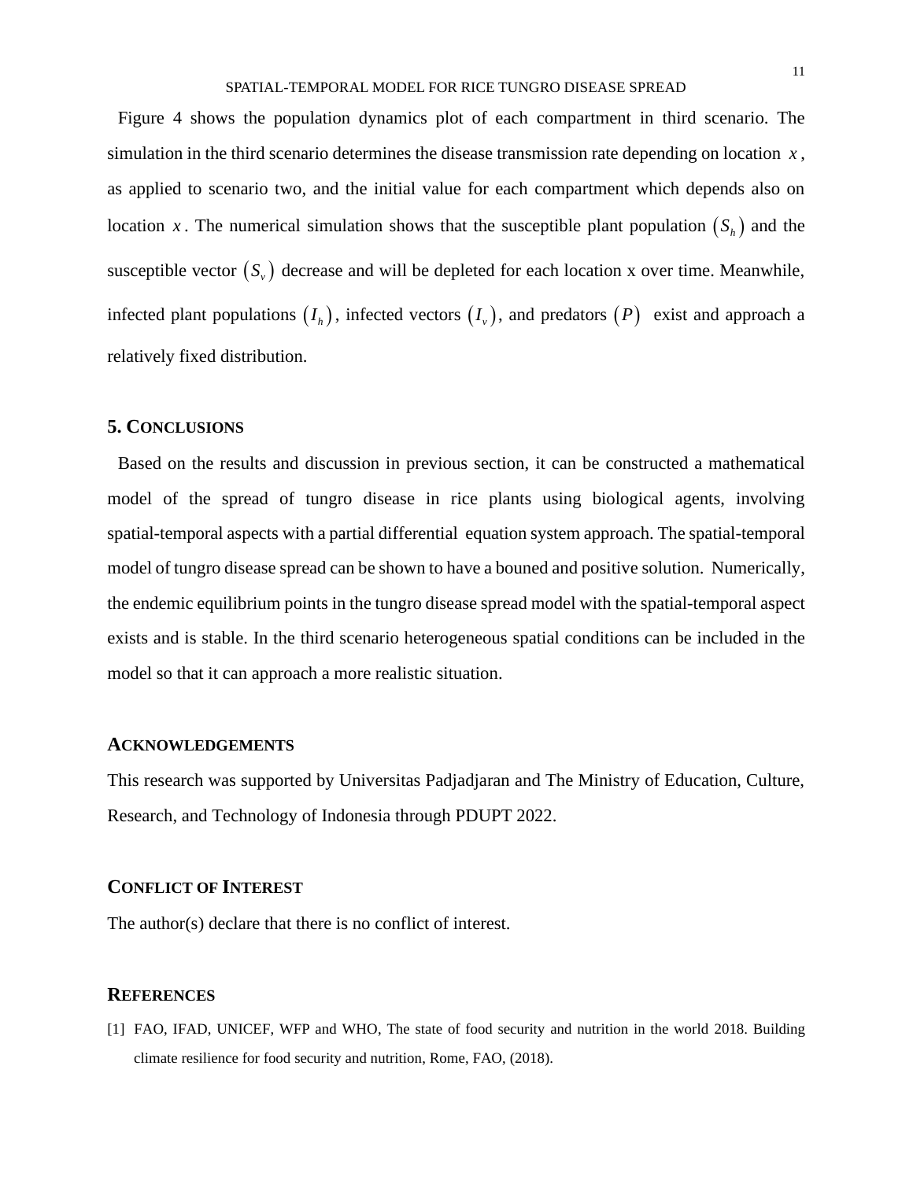Figure 4 shows the population dynamics plot of each compartment in third scenario. The simulation in the third scenario determines the disease transmission rate depending on location $x$, as applied to scenario two, and the initial value for each compartment which depends also on location $x$. The numerical simulation shows that the susceptible plant population $(S_h)$ and the susceptible vector $(S_v)$ decrease and will be depleted for each location x over time. Meanwhile, infected plant populations $(I_h)$, infected vectors $(I_v)$, and predators $(P)$ exist and approach a relatively fixed distribution.

## 5. CONCLUSIONS

Based on the results and discussion in previous section, it can be constructed a mathematical model of the spread of tungro disease in rice plants using biological agents, involving spatial-temporal aspects with a partial differential equation system approach. The spatial-temporal model of tungro disease spread can be shown to have a bouned and positive solution. Numerically, the endemic equilibrium points in the tungro disease spread model with the spatial-temporal aspect exists and is stable. In the third scenario heterogeneous spatial conditions can be included in the model so that it can approach a more realistic situation.

## ACKNOWLEDGEMENTS

This research was supported by Universitas Padjadjaran and The Ministry of Education, Culture, Research, and Technology of Indonesia through PDUPT 2022.

## CONFLICT OF INTEREST

The author(s) declare that there is no conflict of interest.

## REFERENCES

[1] FAO, IFAD, UNICEF, WFP and WHO, The state of food security and nutrition in the world 2018. Building climate resilience for food security and nutrition, Rome, FAO, (2018).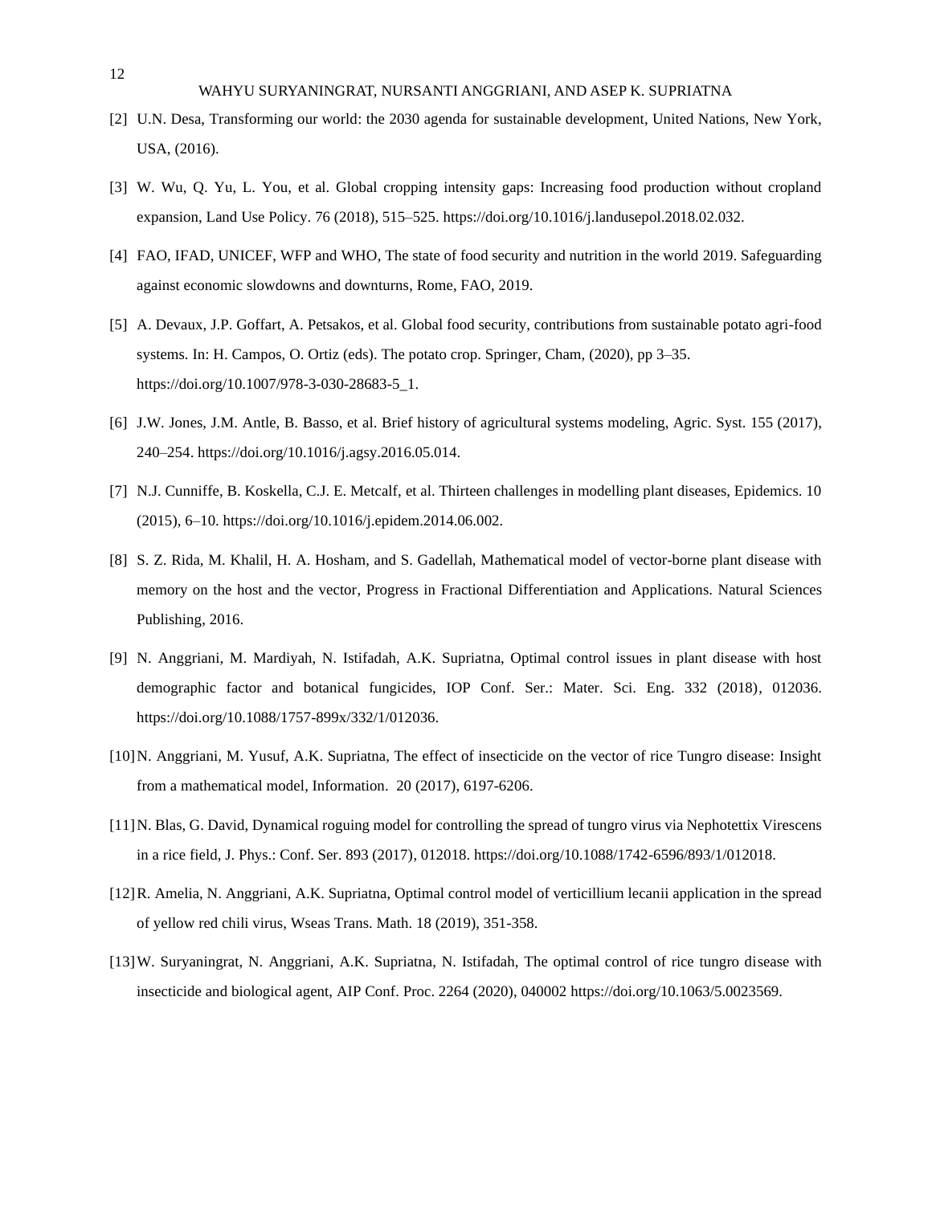[2] U.N. Desa, Transforming our world: the 2030 agenda for sustainable development, United Nations, New York, USA, (2016).

[3] W. Wu, Q. Yu, L. You, et al. Global cropping intensity gaps: Increasing food production without cropland expansion, Land Use Policy. 76 (2018), 515–525. https://doi.org/10.1016/j.landusepol.2018.02.032.

[4] FAO, IFAD, UNICEF, WFP and WHO, The state of food security and nutrition in the world 2019. Safeguarding against economic slowdowns and downturns, Rome, FAO, 2019.

[5] A. Devaux, J.P. Goffart, A. Petsakos, et al. Global food security, contributions from sustainable potato agri-food systems. In: H. Campos, O. Ortiz (eds). The potato crop. Springer, Cham, (2020), pp 3–35. https://doi.org/10.1007/978-3-030-28683-5_1.

[6] J.W. Jones, J.M. Antle, B. Basso, et al. Brief history of agricultural systems modeling, Agric. Syst. 155 (2017), 240–254. https://doi.org/10.1016/j.agsy.2016.05.014.

[7] N.J. Cunniffe, B. Koskella, C.J. E. Metcalf, et al. Thirteen challenges in modelling plant diseases, Epidemics. 10 (2015), 6–10. https://doi.org/10.1016/j.epidem.2014.06.002.

[8] S. Z. Rida, M. Khalil, H. A. Hosham, and S. Gadellah, Mathematical model of vector-borne plant disease with memory on the host and the vector, Progress in Fractional Differentiation and Applications. Natural Sciences Publishing, 2016.

[9] N. Anggriani, M. Mardiyah, N. Istifadah, A.K. Supriatna, Optimal control issues in plant disease with host demographic factor and botanical fungicides, IOP Conf. Ser.: Mater. Sci. Eng. 332 (2018), 012036. https://doi.org/10.1088/1757-899x/332/1/012036.

[10] N. Anggriani, M. Yusuf, A.K. Supriatna, The effect of insecticide on the vector of rice Tungro disease: Insight from a mathematical model, Information. 20 (2017), 6197-6206.

[11] N. Blas, G. David, Dynamical roguing model for controlling the spread of tungro virus via Nephotettix Virescens in a rice field, J. Phys.: Conf. Ser. 893 (2017), 012018. https://doi.org/10.1088/1742-6596/893/1/012018.

[12] R. Amelia, N. Anggriani, A.K. Supriatna, Optimal control model of verticillium lecanii application in the spread of yellow red chili virus, Wseas Trans. Math. 18 (2019), 351-358.

[13] W. Suryaningrat, N. Anggriani, A.K. Supriatna, N. Istifadah, The optimal control of rice tungro disease with insecticide and biological agent, AIP Conf. Proc. 2264 (2020), 040002 https://doi.org/10.1063/5.0023569.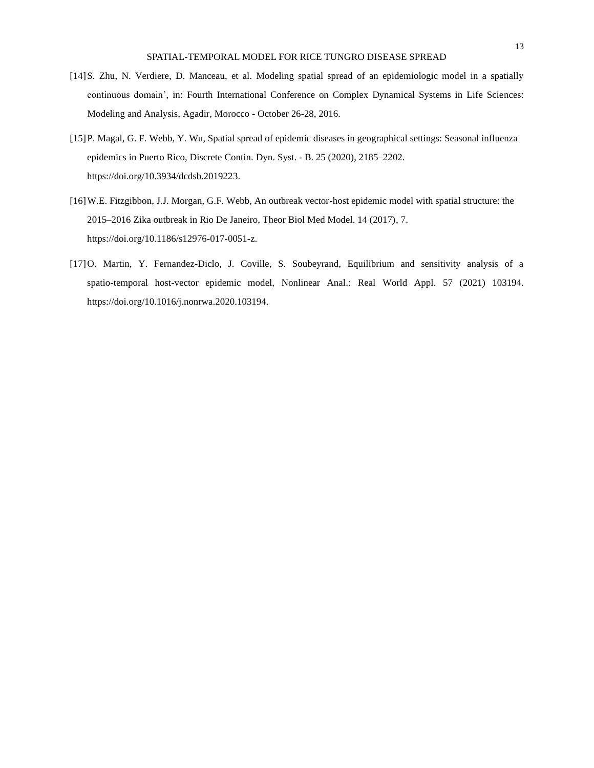[14] S. Zhu, N. Verdiere, D. Manceau, et al. Modeling spatial spread of an epidemiologic model in a spatially continuous domain', in: Fourth International Conference on Complex Dynamical Systems in Life Sciences: Modeling and Analysis, Agadir, Morocco - October 26-28, 2016.

[15] P. Magal, G. F. Webb, Y. Wu, Spatial spread of epidemic diseases in geographical settings: Seasonal influenza epidemics in Puerto Rico, Discrete Contin. Dyn. Syst. - B. 25 (2020), 2185–2202. https://doi.org/10.3934/dcdsb.2019223.

[16] W.E. Fitzgibbon, J.J. Morgan, G.F. Webb, An outbreak vector-host epidemic model with spatial structure: the 2015–2016 Zika outbreak in Rio De Janeiro, Theor Biol Med Model. 14 (2017), 7. https://doi.org/10.1186/s12976-017-0051-z.

[17] O. Martin, Y. Fernandez-Diclo, J. Coville, S. Soubeyrand, Equilibrium and sensitivity analysis of a spatio-temporal host-vector epidemic model, Nonlinear Anal.: Real World Appl. 57 (2021) 103194. https://doi.org/10.1016/j.nonrwa.2020.103194.